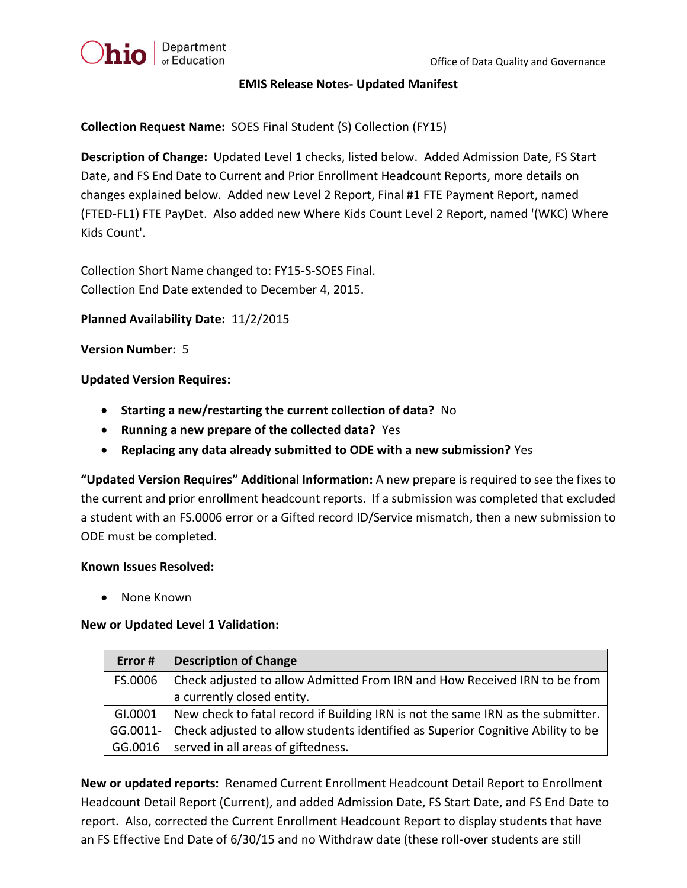Office of Data Quality and Governance

# EMIS Release Notes- Updated Manifest

**Collection Request Name:** SOES Final Student (S) Collection (FY15)

**Description of Change:** Updated Level 1 checks, listed below. Added Admission Date, FS Start Date, and FS End Date to Current and Prior Enrollment Headcount Reports, more details on changes explained below. Added new Level 2 Report, Final #1 FTE Payment Report, named (FTED-FL1) FTE PayDet. Also added new Where Kids Count Level 2 Report, named '(WKC) Where Kids Count'.

Collection Short Name changed to: FY15-S-SOES Final.
Collection End Date extended to December 4, 2015.

**Planned Availability Date:** 11/2/2015

**Version Number:** 5

**Updated Version Requires:**

- **Starting a new/restarting the current collection of data?** No
- **Running a new prepare of the collected data?** Yes
- **Replacing any data already submitted to ODE with a new submission?** Yes

**"Updated Version Requires" Additional Information:** A new prepare is required to see the fixes to the current and prior enrollment headcount reports. If a submission was completed that excluded a student with an FS.0006 error or a Gifted record ID/Service mismatch, then a new submission to ODE must be completed.

**Known Issues Resolved:**

- None Known

**New or Updated Level 1 Validation:**

| Error # | Description of Change |
|---|---|
| FS.0006 | Check adjusted to allow Admitted From IRN and How Received IRN to be from a currently closed entity. |
| GI.0001 | New check to fatal record if Building IRN is not the same IRN as the submitter. |
| GG.0011-GG.0016 | Check adjusted to allow students identified as Superior Cognitive Ability to be served in all areas of giftedness. |

**New or updated reports:** Renamed Current Enrollment Headcount Detail Report to Enrollment Headcount Detail Report (Current), and added Admission Date, FS Start Date, and FS End Date to report. Also, corrected the Current Enrollment Headcount Report to display students that have an FS Effective End Date of 6/30/15 and no Withdraw date (these roll-over students are still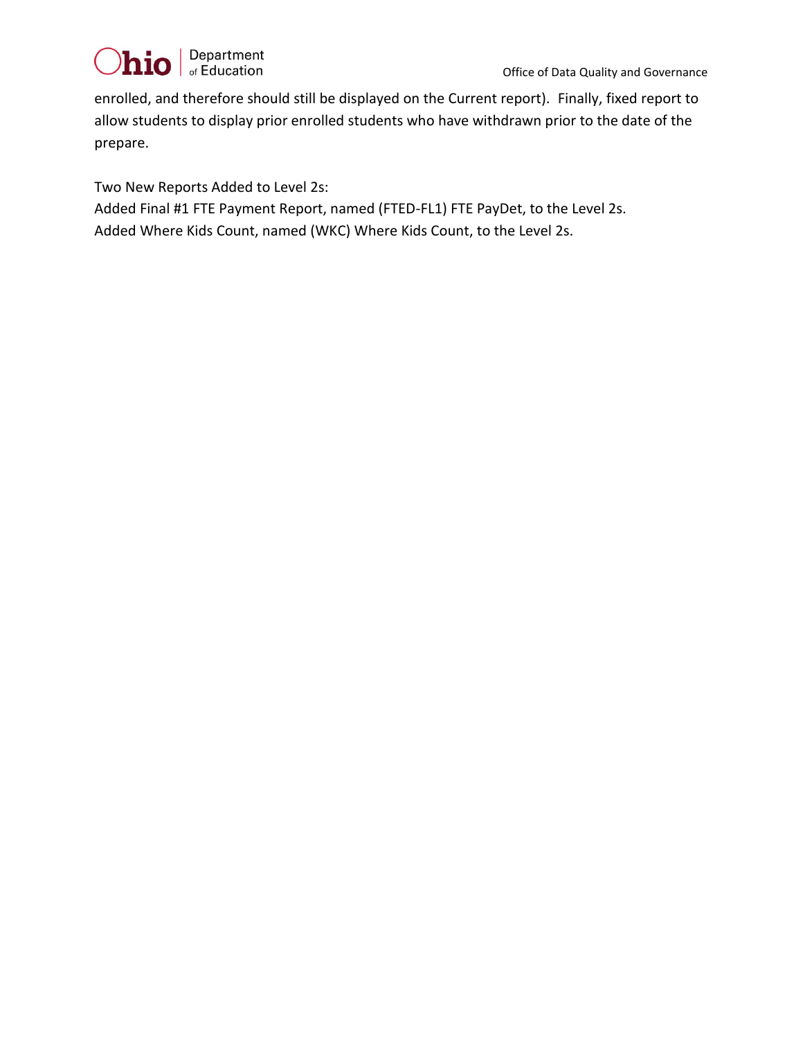enrolled, and therefore should still be displayed on the Current report). Finally, fixed report to allow students to display prior enrolled students who have withdrawn prior to the date of the prepare.

Two New Reports Added to Level 2s:
Added Final #1 FTE Payment Report, named (FTED-FL1) FTE PayDet, to the Level 2s.
Added Where Kids Count, named (WKC) Where Kids Count, to the Level 2s.